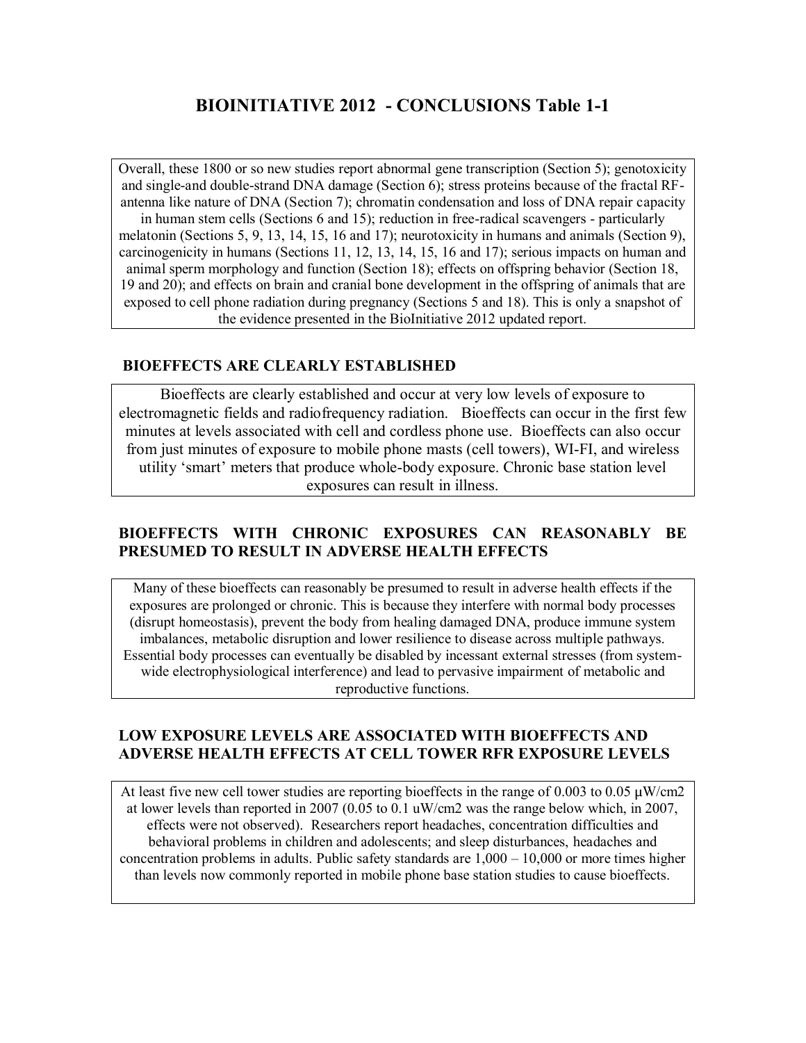# BIOINITIATIVE 2012 - CONCLUSIONS Table 1-1

Overall, these 1800 or so new studies report abnormal gene transcription (Section 5); genotoxicity and single-and double-strand DNA damage (Section 6); stress proteins because of the fractal RF-antenna like nature of DNA (Section 7); chromatin condensation and loss of DNA repair capacity in human stem cells (Sections 6 and 15); reduction in free-radical scavengers - particularly melatonin (Sections 5, 9, 13, 14, 15, 16 and 17); neurotoxicity in humans and animals (Section 9), carcinogenicity in humans (Sections 11, 12, 13, 14, 15, 16 and 17); serious impacts on human and animal sperm morphology and function (Section 18); effects on offspring behavior (Section 18, 19 and 20); and effects on brain and cranial bone development in the offspring of animals that are exposed to cell phone radiation during pregnancy (Sections 5 and 18). This is only a snapshot of the evidence presented in the BioInitiative 2012 updated report.

## BIOEFFECTS ARE CLEARLY ESTABLISHED

Bioeffects are clearly established and occur at very low levels of exposure to electromagnetic fields and radiofrequency radiation. Bioeffects can occur in the first few minutes at levels associated with cell and cordless phone use. Bioeffects can also occur from just minutes of exposure to mobile phone masts (cell towers), WI-FI, and wireless utility 'smart' meters that produce whole-body exposure. Chronic base station level exposures can result in illness.

## BIOEFFECTS WITH CHRONIC EXPOSURES CAN REASONABLY BE PRESUMED TO RESULT IN ADVERSE HEALTH EFFECTS

Many of these bioeffects can reasonably be presumed to result in adverse health effects if the exposures are prolonged or chronic. This is because they interfere with normal body processes (disrupt homeostasis), prevent the body from healing damaged DNA, produce immune system imbalances, metabolic disruption and lower resilience to disease across multiple pathways. Essential body processes can eventually be disabled by incessant external stresses (from system-wide electrophysiological interference) and lead to pervasive impairment of metabolic and reproductive functions.

## LOW EXPOSURE LEVELS ARE ASSOCIATED WITH BIOEFFECTS AND ADVERSE HEALTH EFFECTS AT CELL TOWER RFR EXPOSURE LEVELS

At least five new cell tower studies are reporting bioeffects in the range of 0.003 to 0.05 μW/cm2 at lower levels than reported in 2007 (0.05 to 0.1 uW/cm2 was the range below which, in 2007, effects were not observed). Researchers report headaches, concentration difficulties and behavioral problems in children and adolescents; and sleep disturbances, headaches and concentration problems in adults. Public safety standards are 1,000 – 10,000 or more times higher than levels now commonly reported in mobile phone base station studies to cause bioeffects.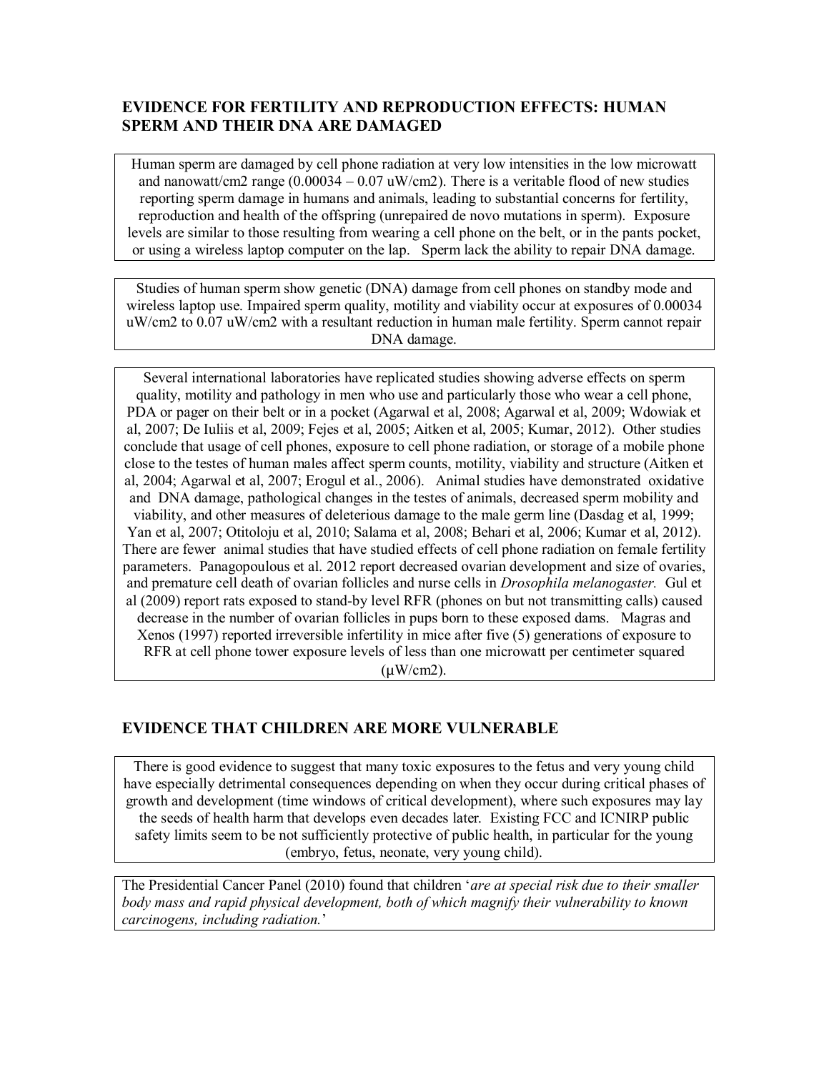## EVIDENCE FOR FERTILITY AND REPRODUCTION EFFECTS: HUMAN SPERM AND THEIR DNA ARE DAMAGED

Human sperm are damaged by cell phone radiation at very low intensities in the low microwatt and nanowatt/cm2 range (0.00034 – 0.07 uW/cm2). There is a veritable flood of new studies reporting sperm damage in humans and animals, leading to substantial concerns for fertility, reproduction and health of the offspring (unrepaired de novo mutations in sperm). Exposure levels are similar to those resulting from wearing a cell phone on the belt, or in the pants pocket, or using a wireless laptop computer on the lap. Sperm lack the ability to repair DNA damage.

Studies of human sperm show genetic (DNA) damage from cell phones on standby mode and wireless laptop use. Impaired sperm quality, motility and viability occur at exposures of 0.00034 uW/cm2 to 0.07 uW/cm2 with a resultant reduction in human male fertility. Sperm cannot repair DNA damage.

Several international laboratories have replicated studies showing adverse effects on sperm quality, motility and pathology in men who use and particularly those who wear a cell phone, PDA or pager on their belt or in a pocket (Agarwal et al, 2008; Agarwal et al, 2009; Wdowiak et al, 2007; De Iuliis et al, 2009; Fejes et al, 2005; Aitken et al, 2005; Kumar, 2012). Other studies conclude that usage of cell phones, exposure to cell phone radiation, or storage of a mobile phone close to the testes of human males affect sperm counts, motility, viability and structure (Aitken et al, 2004; Agarwal et al, 2007; Erogul et al., 2006). Animal studies have demonstrated oxidative and DNA damage, pathological changes in the testes of animals, decreased sperm mobility and viability, and other measures of deleterious damage to the male germ line (Dasdag et al, 1999; Yan et al, 2007; Otitoloju et al, 2010; Salama et al, 2008; Behari et al, 2006; Kumar et al, 2012). There are fewer animal studies that have studied effects of cell phone radiation on female fertility parameters. Panagopoulous et al. 2012 report decreased ovarian development and size of ovaries, and premature cell death of ovarian follicles and nurse cells in *Drosophila melanogaster.* Gul et al (2009) report rats exposed to stand-by level RFR (phones on but not transmitting calls) caused decrease in the number of ovarian follicles in pups born to these exposed dams. Magras and Xenos (1997) reported irreversible infertility in mice after five (5) generations of exposure to RFR at cell phone tower exposure levels of less than one microwatt per centimeter squared (μW/cm2).

## EVIDENCE THAT CHILDREN ARE MORE VULNERABLE

There is good evidence to suggest that many toxic exposures to the fetus and very young child have especially detrimental consequences depending on when they occur during critical phases of growth and development (time windows of critical development), where such exposures may lay the seeds of health harm that develops even decades later. Existing FCC and ICNIRP public safety limits seem to be not sufficiently protective of public health, in particular for the young (embryo, fetus, neonate, very young child).

The Presidential Cancer Panel (2010) found that children '*are at special risk due to their smaller body mass and rapid physical development, both of which magnify their vulnerability to known carcinogens, including radiation.*'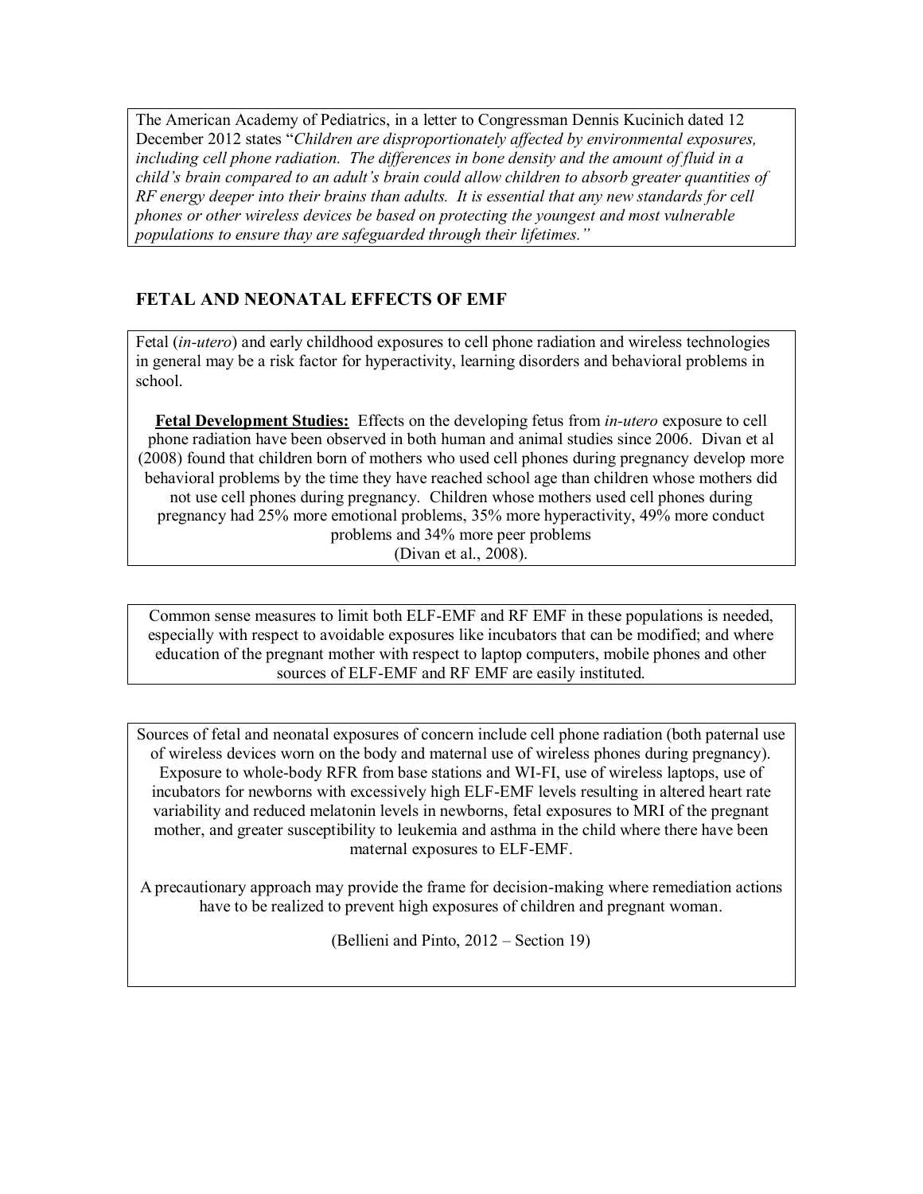The American Academy of Pediatrics, in a letter to Congressman Dennis Kucinich dated 12 December 2012 states "*Children are disproportionately affected by environmental exposures, including cell phone radiation. The differences in bone density and the amount of fluid in a child's brain compared to an adult's brain could allow children to absorb greater quantities of RF energy deeper into their brains than adults. It is essential that any new standards for cell phones or other wireless devices be based on protecting the youngest and most vulnerable populations to ensure thay are safeguarded through their lifetimes.*"

## FETAL AND NEONATAL EFFECTS OF EMF

Fetal (*in-utero*) and early childhood exposures to cell phone radiation and wireless technologies in general may be a risk factor for hyperactivity, learning disorders and behavioral problems in school.

**Fetal Development Studies:** Effects on the developing fetus from *in-utero* exposure to cell phone radiation have been observed in both human and animal studies since 2006. Divan et al (2008) found that children born of mothers who used cell phones during pregnancy develop more behavioral problems by the time they have reached school age than children whose mothers did not use cell phones during pregnancy. Children whose mothers used cell phones during pregnancy had 25% more emotional problems, 35% more hyperactivity, 49% more conduct problems and 34% more peer problems (Divan et al., 2008).

Common sense measures to limit both ELF-EMF and RF EMF in these populations is needed, especially with respect to avoidable exposures like incubators that can be modified; and where education of the pregnant mother with respect to laptop computers, mobile phones and other sources of ELF-EMF and RF EMF are easily instituted.

Sources of fetal and neonatal exposures of concern include cell phone radiation (both paternal use of wireless devices worn on the body and maternal use of wireless phones during pregnancy). Exposure to whole-body RFR from base stations and WI-FI, use of wireless laptops, use of incubators for newborns with excessively high ELF-EMF levels resulting in altered heart rate variability and reduced melatonin levels in newborns, fetal exposures to MRI of the pregnant mother, and greater susceptibility to leukemia and asthma in the child where there have been maternal exposures to ELF-EMF.

A precautionary approach may provide the frame for decision-making where remediation actions have to be realized to prevent high exposures of children and pregnant woman.

(Bellieni and Pinto, 2012 – Section 19)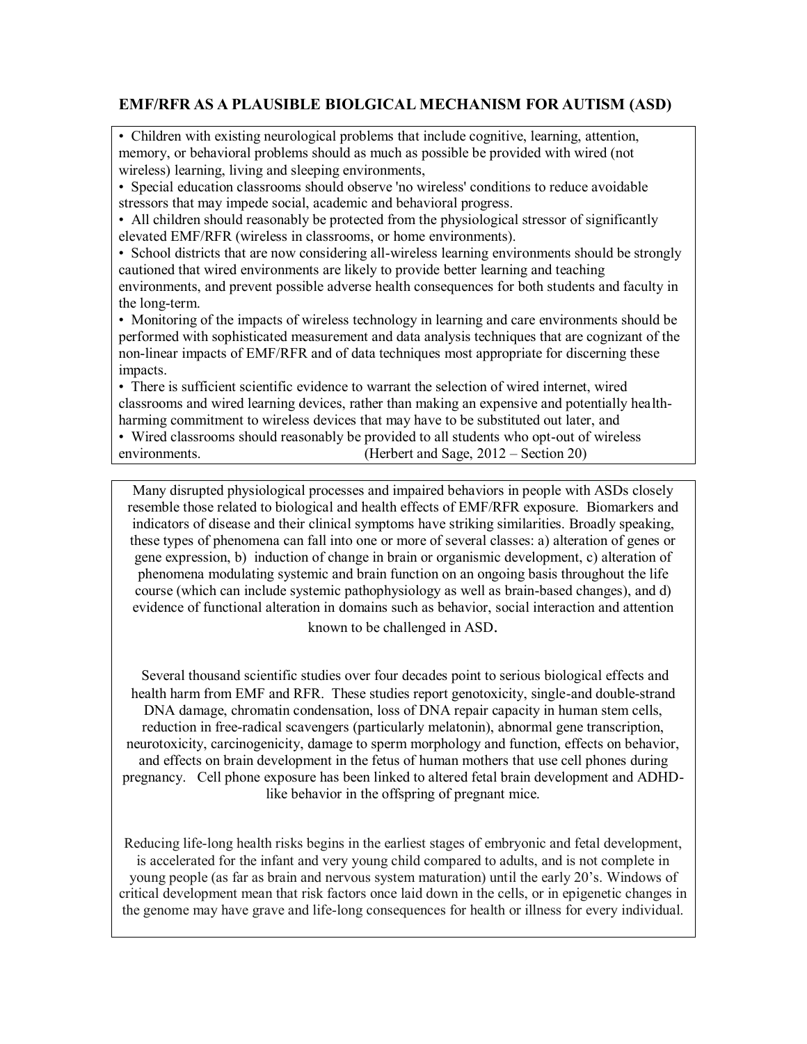## EMF/RFR AS A PLAUSIBLE BIOLGICAL MECHANISM FOR AUTISM (ASD)

- Children with existing neurological problems that include cognitive, learning, attention, memory, or behavioral problems should as much as possible be provided with wired (not wireless) learning, living and sleeping environments,
- Special education classrooms should observe 'no wireless' conditions to reduce avoidable stressors that may impede social, academic and behavioral progress.
- All children should reasonably be protected from the physiological stressor of significantly elevated EMF/RFR (wireless in classrooms, or home environments).
- School districts that are now considering all-wireless learning environments should be strongly cautioned that wired environments are likely to provide better learning and teaching environments, and prevent possible adverse health consequences for both students and faculty in the long-term.
- Monitoring of the impacts of wireless technology in learning and care environments should be performed with sophisticated measurement and data analysis techniques that are cognizant of the non-linear impacts of EMF/RFR and of data techniques most appropriate for discerning these impacts.
- There is sufficient scientific evidence to warrant the selection of wired internet, wired classrooms and wired learning devices, rather than making an expensive and potentially health-harming commitment to wireless devices that may have to be substituted out later, and
- Wired classrooms should reasonably be provided to all students who opt-out of wireless environments. (Herbert and Sage, 2012 – Section 20)

Many disrupted physiological processes and impaired behaviors in people with ASDs closely resemble those related to biological and health effects of EMF/RFR exposure. Biomarkers and indicators of disease and their clinical symptoms have striking similarities. Broadly speaking, these types of phenomena can fall into one or more of several classes: a) alteration of genes or gene expression, b) induction of change in brain or organismic development, c) alteration of phenomena modulating systemic and brain function on an ongoing basis throughout the life course (which can include systemic pathophysiology as well as brain-based changes), and d) evidence of functional alteration in domains such as behavior, social interaction and attention known to be challenged in ASD.

Several thousand scientific studies over four decades point to serious biological effects and health harm from EMF and RFR. These studies report genotoxicity, single-and double-strand DNA damage, chromatin condensation, loss of DNA repair capacity in human stem cells, reduction in free-radical scavengers (particularly melatonin), abnormal gene transcription, neurotoxicity, carcinogenicity, damage to sperm morphology and function, effects on behavior, and effects on brain development in the fetus of human mothers that use cell phones during pregnancy. Cell phone exposure has been linked to altered fetal brain development and ADHD-like behavior in the offspring of pregnant mice.

Reducing life-long health risks begins in the earliest stages of embryonic and fetal development, is accelerated for the infant and very young child compared to adults, and is not complete in young people (as far as brain and nervous system maturation) until the early 20's. Windows of critical development mean that risk factors once laid down in the cells, or in epigenetic changes in the genome may have grave and life-long consequences for health or illness for every individual.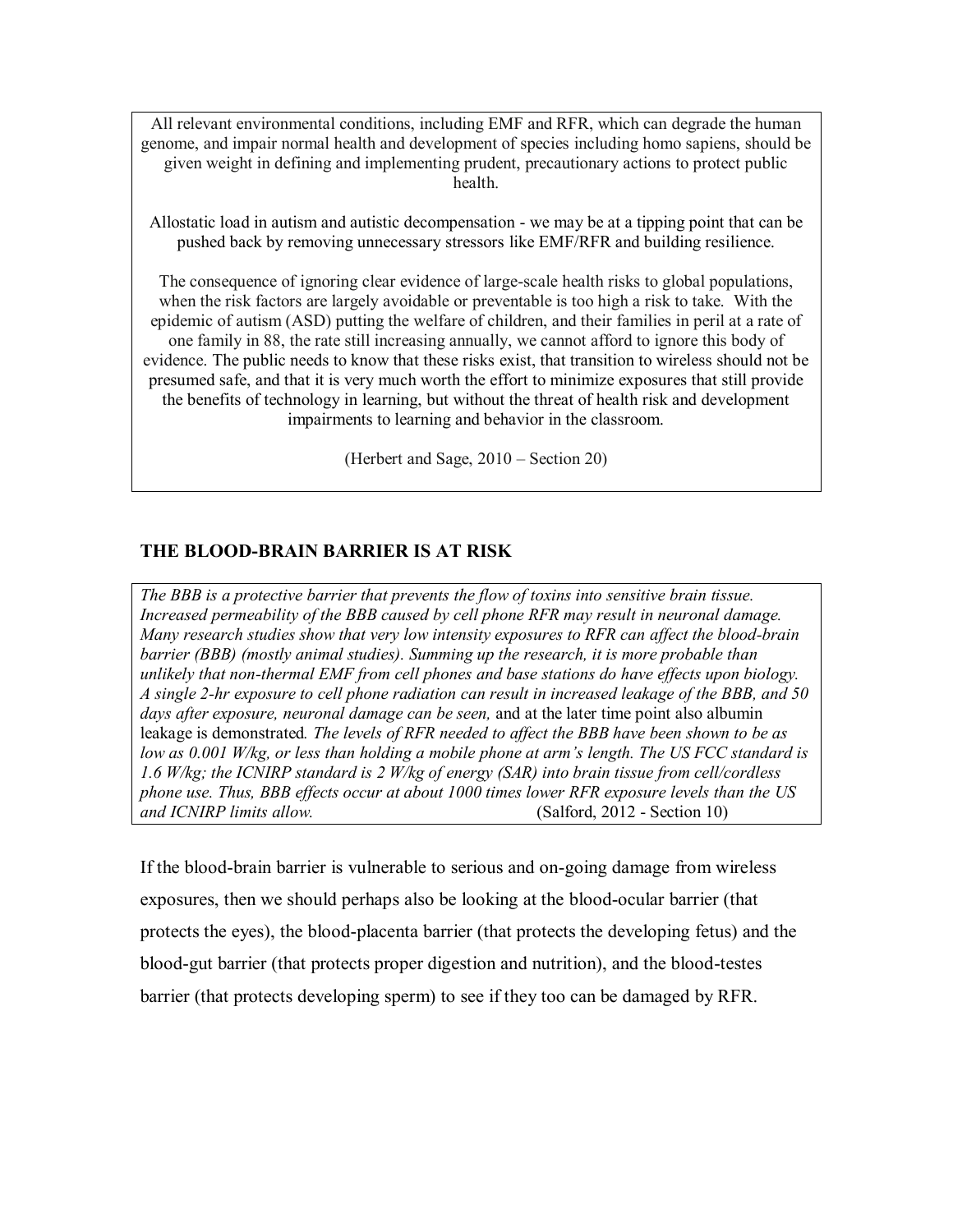All relevant environmental conditions, including EMF and RFR, which can degrade the human genome, and impair normal health and development of species including homo sapiens, should be given weight in defining and implementing prudent, precautionary actions to protect public health.

Allostatic load in autism and autistic decompensation - we may be at a tipping point that can be pushed back by removing unnecessary stressors like EMF/RFR and building resilience.

The consequence of ignoring clear evidence of large-scale health risks to global populations, when the risk factors are largely avoidable or preventable is too high a risk to take. With the epidemic of autism (ASD) putting the welfare of children, and their families in peril at a rate of one family in 88, the rate still increasing annually, we cannot afford to ignore this body of evidence. The public needs to know that these risks exist, that transition to wireless should not be presumed safe, and that it is very much worth the effort to minimize exposures that still provide the benefits of technology in learning, but without the threat of health risk and development impairments to learning and behavior in the classroom.

(Herbert and Sage, 2010 – Section 20)

## THE BLOOD-BRAIN BARRIER IS AT RISK

*The BBB is a protective barrier that prevents the flow of toxins into sensitive brain tissue. Increased permeability of the BBB caused by cell phone RFR may result in neuronal damage. Many research studies show that very low intensity exposures to RFR can affect the blood-brain barrier (BBB) (mostly animal studies). Summing up the research, it is more probable than unlikely that non-thermal EMF from cell phones and base stations do have effects upon biology. A single 2-hr exposure to cell phone radiation can result in increased leakage of the BBB, and 50 days after exposure, neuronal damage can be seen,* and at the later time point also albumin leakage is demonstrated*. The levels of RFR needed to affect the BBB have been shown to be as low as 0.001 W/kg, or less than holding a mobile phone at arm's length. The US FCC standard is 1.6 W/kg; the ICNIRP standard is 2 W/kg of energy (SAR) into brain tissue from cell/cordless phone use. Thus, BBB effects occur at about 1000 times lower RFR exposure levels than the US and ICNIRP limits allow.* (Salford, 2012 - Section 10)

If the blood-brain barrier is vulnerable to serious and on-going damage from wireless exposures, then we should perhaps also be looking at the blood-ocular barrier (that protects the eyes), the blood-placenta barrier (that protects the developing fetus) and the blood-gut barrier (that protects proper digestion and nutrition), and the blood-testes barrier (that protects developing sperm) to see if they too can be damaged by RFR.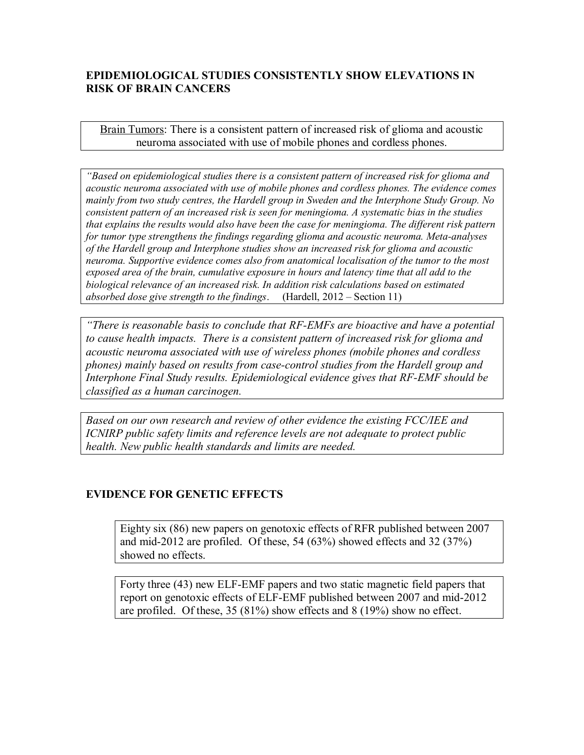## EPIDEMIOLOGICAL STUDIES CONSISTENTLY SHOW ELEVATIONS IN RISK OF BRAIN CANCERS

<u>Brain Tumors</u>: There is a consistent pattern of increased risk of glioma and acoustic neuroma associated with use of mobile phones and cordless phones.

*"Based on epidemiological studies there is a consistent pattern of increased risk for glioma and acoustic neuroma associated with use of mobile phones and cordless phones. The evidence comes mainly from two study centres, the Hardell group in Sweden and the Interphone Study Group. No consistent pattern of an increased risk is seen for meningioma. A systematic bias in the studies that explains the results would also have been the case for meningioma. The different risk pattern for tumor type strengthens the findings regarding glioma and acoustic neuroma. Meta-analyses of the Hardell group and Interphone studies show an increased risk for glioma and acoustic neuroma. Supportive evidence comes also from anatomical localisation of the tumor to the most exposed area of the brain, cumulative exposure in hours and latency time that all add to the biological relevance of an increased risk. In addition risk calculations based on estimated absorbed dose give strength to the findings*. (Hardell, 2012 – Section 11)

*"There is reasonable basis to conclude that RF-EMFs are bioactive and have a potential to cause health impacts. There is a consistent pattern of increased risk for glioma and acoustic neuroma associated with use of wireless phones (mobile phones and cordless phones) mainly based on results from case-control studies from the Hardell group and Interphone Final Study results. Epidemiological evidence gives that RF-EMF should be classified as a human carcinogen.*

*Based on our own research and review of other evidence the existing FCC/IEE and ICNIRP public safety limits and reference levels are not adequate to protect public health. New public health standards and limits are needed.*

## EVIDENCE FOR GENETIC EFFECTS

Eighty six (86) new papers on genotoxic effects of RFR published between 2007 and mid-2012 are profiled. Of these, 54 (63%) showed effects and 32 (37%) showed no effects.

Forty three (43) new ELF-EMF papers and two static magnetic field papers that report on genotoxic effects of ELF-EMF published between 2007 and mid-2012 are profiled. Of these, 35 (81%) show effects and 8 (19%) show no effect.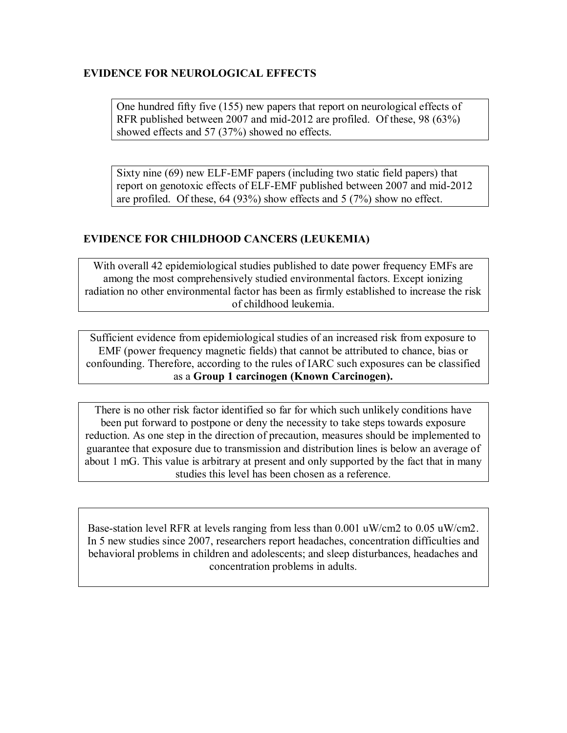## EVIDENCE FOR NEUROLOGICAL EFFECTS

One hundred fifty five (155) new papers that report on neurological effects of RFR published between 2007 and mid-2012 are profiled. Of these, 98 (63%) showed effects and 57 (37%) showed no effects.

Sixty nine (69) new ELF-EMF papers (including two static field papers) that report on genotoxic effects of ELF-EMF published between 2007 and mid-2012 are profiled. Of these, 64 (93%) show effects and 5 (7%) show no effect.

## EVIDENCE FOR CHILDHOOD CANCERS (LEUKEMIA)

With overall 42 epidemiological studies published to date power frequency EMFs are among the most comprehensively studied environmental factors. Except ionizing radiation no other environmental factor has been as firmly established to increase the risk of childhood leukemia.

Sufficient evidence from epidemiological studies of an increased risk from exposure to EMF (power frequency magnetic fields) that cannot be attributed to chance, bias or confounding. Therefore, according to the rules of IARC such exposures can be classified as a **Group 1 carcinogen (Known Carcinogen).**

There is no other risk factor identified so far for which such unlikely conditions have been put forward to postpone or deny the necessity to take steps towards exposure reduction. As one step in the direction of precaution, measures should be implemented to guarantee that exposure due to transmission and distribution lines is below an average of about 1 mG. This value is arbitrary at present and only supported by the fact that in many studies this level has been chosen as a reference.

Base-station level RFR at levels ranging from less than 0.001 uW/cm2 to 0.05 uW/cm2. In 5 new studies since 2007, researchers report headaches, concentration difficulties and behavioral problems in children and adolescents; and sleep disturbances, headaches and concentration problems in adults.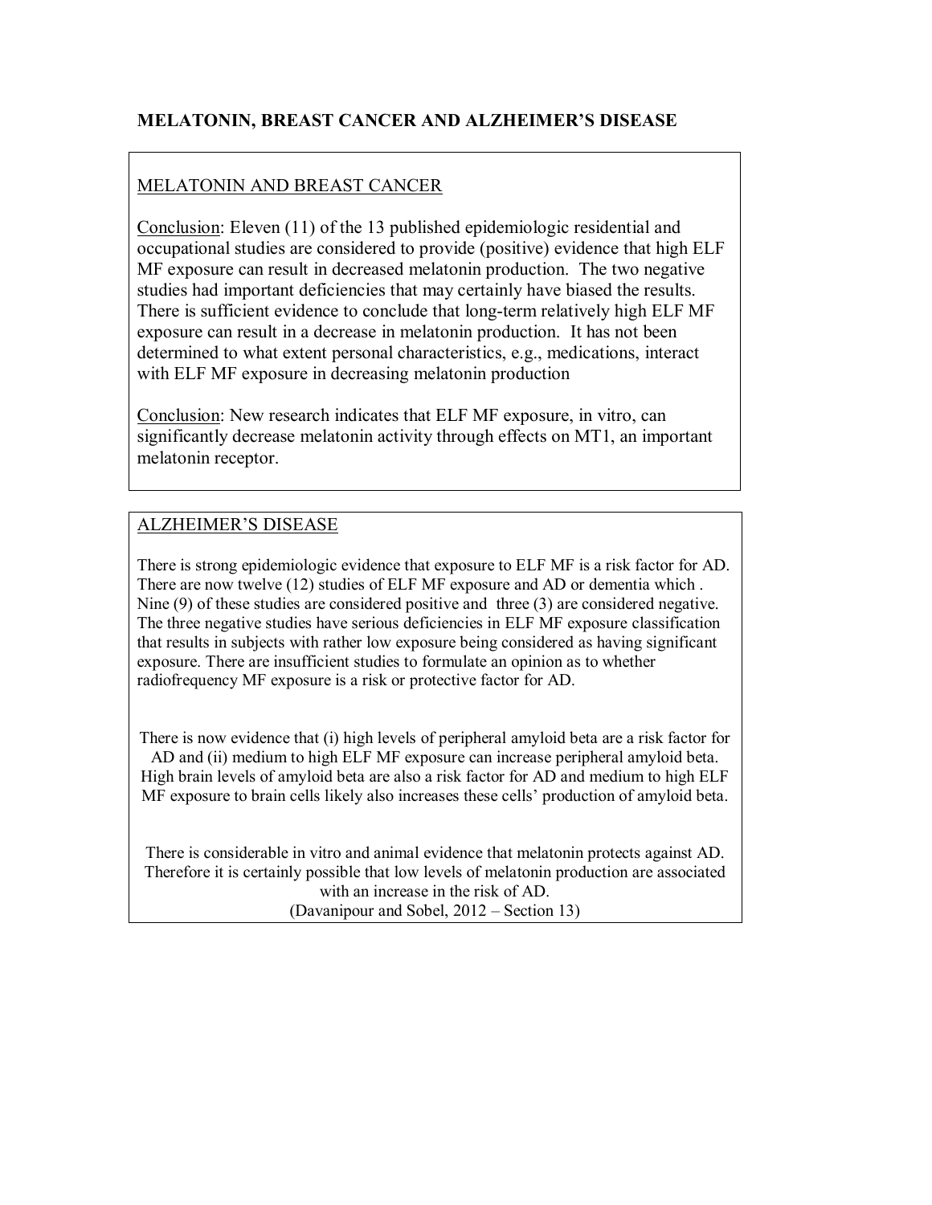**MELATONIN, BREAST CANCER AND ALZHEIMER'S DISEASE**

MELATONIN AND BREAST CANCER

Conclusion: Eleven (11) of the 13 published epidemiologic residential and occupational studies are considered to provide (positive) evidence that high ELF MF exposure can result in decreased melatonin production. The two negative studies had important deficiencies that may certainly have biased the results. There is sufficient evidence to conclude that long-term relatively high ELF MF exposure can result in a decrease in melatonin production. It has not been determined to what extent personal characteristics, e.g., medications, interact with ELF MF exposure in decreasing melatonin production

Conclusion: New research indicates that ELF MF exposure, in vitro, can significantly decrease melatonin activity through effects on MT1, an important melatonin receptor.

ALZHEIMER'S DISEASE

There is strong epidemiologic evidence that exposure to ELF MF is a risk factor for AD. There are now twelve (12) studies of ELF MF exposure and AD or dementia which . Nine (9) of these studies are considered positive and three (3) are considered negative. The three negative studies have serious deficiencies in ELF MF exposure classification that results in subjects with rather low exposure being considered as having significant exposure. There are insufficient studies to formulate an opinion as to whether radiofrequency MF exposure is a risk or protective factor for AD.

There is now evidence that (i) high levels of peripheral amyloid beta are a risk factor for AD and (ii) medium to high ELF MF exposure can increase peripheral amyloid beta. High brain levels of amyloid beta are also a risk factor for AD and medium to high ELF MF exposure to brain cells likely also increases these cells' production of amyloid beta.

There is considerable in vitro and animal evidence that melatonin protects against AD. Therefore it is certainly possible that low levels of melatonin production are associated with an increase in the risk of AD.
(Davanipour and Sobel, 2012 – Section 13)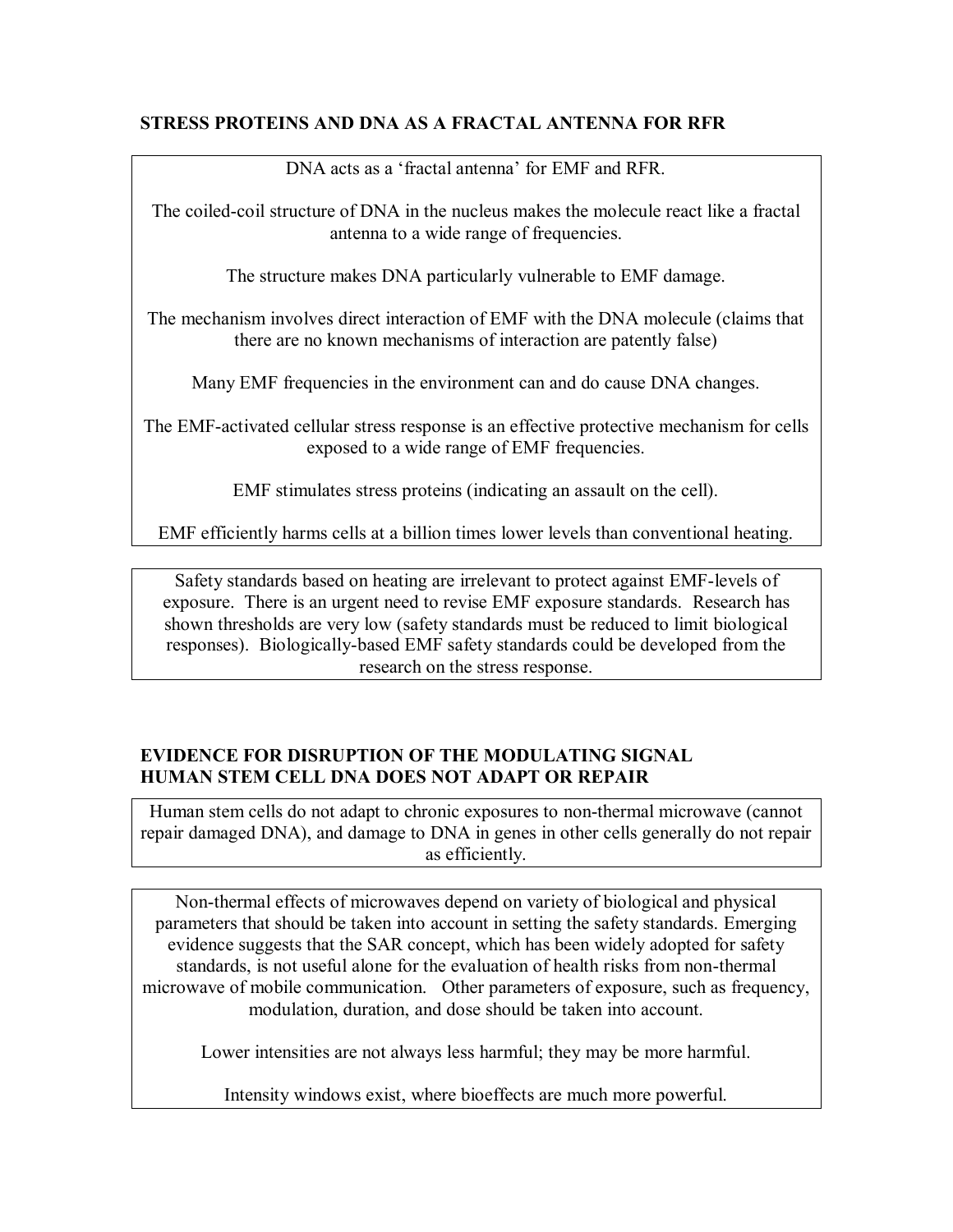## STRESS PROTEINS AND DNA AS A FRACTAL ANTENNA FOR RFR

DNA acts as a 'fractal antenna' for EMF and RFR.

The coiled-coil structure of DNA in the nucleus makes the molecule react like a fractal antenna to a wide range of frequencies.

The structure makes DNA particularly vulnerable to EMF damage.

The mechanism involves direct interaction of EMF with the DNA molecule (claims that there are no known mechanisms of interaction are patently false)

Many EMF frequencies in the environment can and do cause DNA changes.

The EMF-activated cellular stress response is an effective protective mechanism for cells exposed to a wide range of EMF frequencies.

EMF stimulates stress proteins (indicating an assault on the cell).

EMF efficiently harms cells at a billion times lower levels than conventional heating.

Safety standards based on heating are irrelevant to protect against EMF-levels of exposure. There is an urgent need to revise EMF exposure standards. Research has shown thresholds are very low (safety standards must be reduced to limit biological responses). Biologically-based EMF safety standards could be developed from the research on the stress response.

## EVIDENCE FOR DISRUPTION OF THE MODULATING SIGNAL HUMAN STEM CELL DNA DOES NOT ADAPT OR REPAIR

Human stem cells do not adapt to chronic exposures to non-thermal microwave (cannot repair damaged DNA), and damage to DNA in genes in other cells generally do not repair as efficiently.

Non-thermal effects of microwaves depend on variety of biological and physical parameters that should be taken into account in setting the safety standards. Emerging evidence suggests that the SAR concept, which has been widely adopted for safety standards, is not useful alone for the evaluation of health risks from non-thermal microwave of mobile communication. Other parameters of exposure, such as frequency, modulation, duration, and dose should be taken into account.

Lower intensities are not always less harmful; they may be more harmful.

Intensity windows exist, where bioeffects are much more powerful.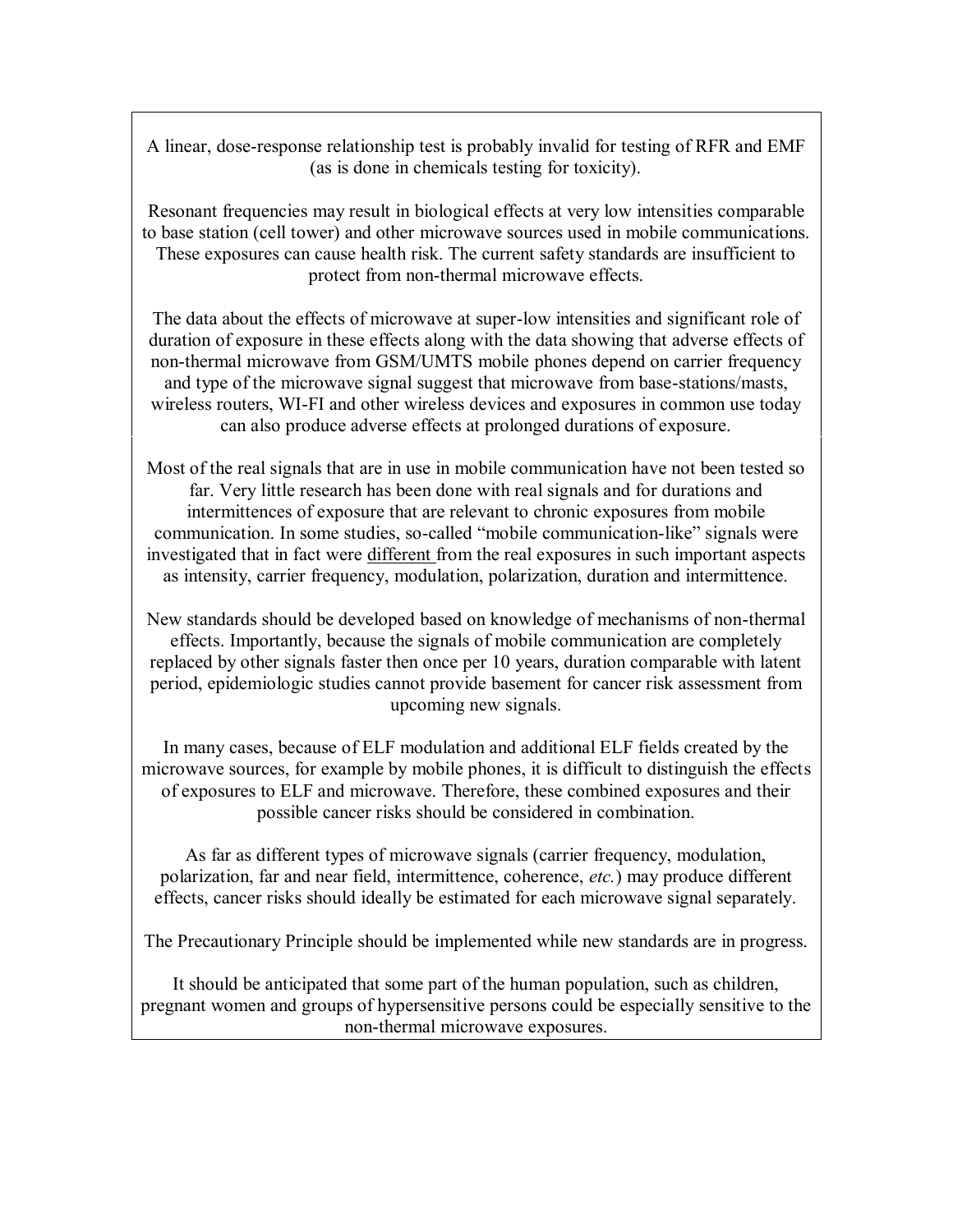A linear, dose-response relationship test is probably invalid for testing of RFR and EMF (as is done in chemicals testing for toxicity).

Resonant frequencies may result in biological effects at very low intensities comparable to base station (cell tower) and other microwave sources used in mobile communications. These exposures can cause health risk. The current safety standards are insufficient to protect from non-thermal microwave effects.

The data about the effects of microwave at super-low intensities and significant role of duration of exposure in these effects along with the data showing that adverse effects of non-thermal microwave from GSM/UMTS mobile phones depend on carrier frequency and type of the microwave signal suggest that microwave from base-stations/masts, wireless routers, WI-FI and other wireless devices and exposures in common use today can also produce adverse effects at prolonged durations of exposure.

Most of the real signals that are in use in mobile communication have not been tested so far. Very little research has been done with real signals and for durations and intermittences of exposure that are relevant to chronic exposures from mobile communication. In some studies, so-called "mobile communication-like" signals were investigated that in fact were <u>different</u> from the real exposures in such important aspects as intensity, carrier frequency, modulation, polarization, duration and intermittence.

New standards should be developed based on knowledge of mechanisms of non-thermal effects. Importantly, because the signals of mobile communication are completely replaced by other signals faster then once per 10 years, duration comparable with latent period, epidemiologic studies cannot provide basement for cancer risk assessment from upcoming new signals.

In many cases, because of ELF modulation and additional ELF fields created by the microwave sources, for example by mobile phones, it is difficult to distinguish the effects of exposures to ELF and microwave. Therefore, these combined exposures and their possible cancer risks should be considered in combination.

As far as different types of microwave signals (carrier frequency, modulation, polarization, far and near field, intermittence, coherence, *etc.*) may produce different effects, cancer risks should ideally be estimated for each microwave signal separately.

The Precautionary Principle should be implemented while new standards are in progress.

It should be anticipated that some part of the human population, such as children, pregnant women and groups of hypersensitive persons could be especially sensitive to the non-thermal microwave exposures.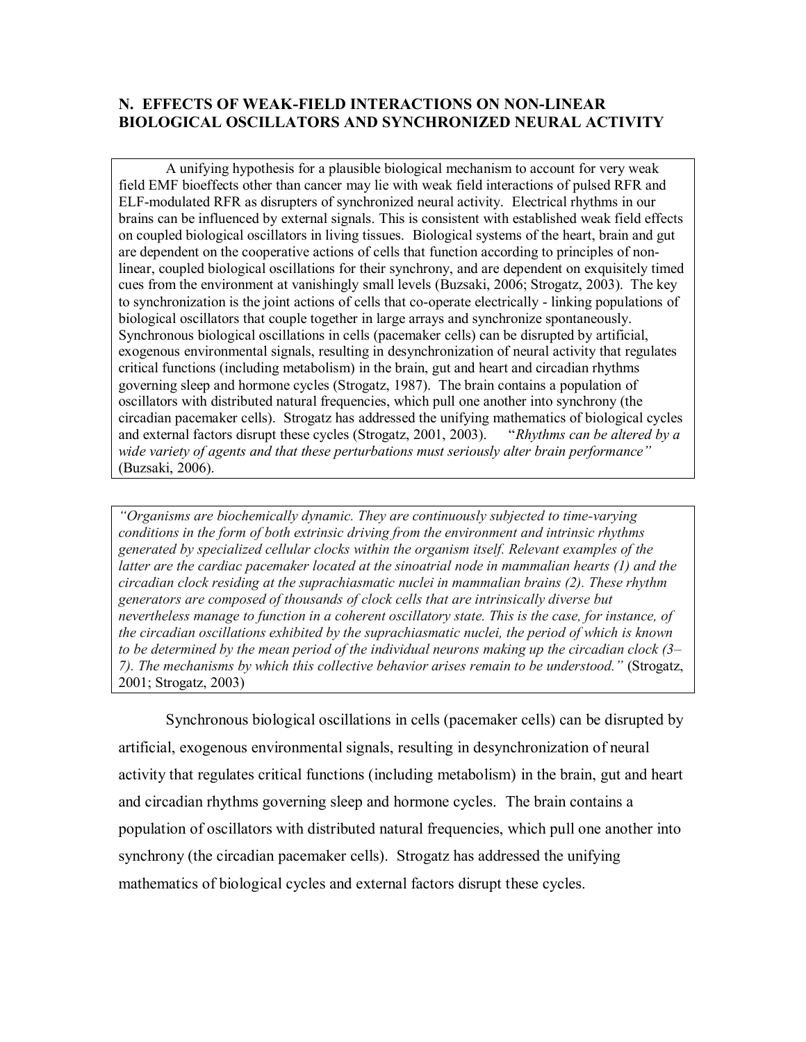## N. EFFECTS OF WEAK-FIELD INTERACTIONS ON NON-LINEAR BIOLOGICAL OSCILLATORS AND SYNCHRONIZED NEURAL ACTIVITY

A unifying hypothesis for a plausible biological mechanism to account for very weak field EMF bioeffects other than cancer may lie with weak field interactions of pulsed RFR and ELF-modulated RFR as disrupters of synchronized neural activity. Electrical rhythms in our brains can be influenced by external signals. This is consistent with established weak field effects on coupled biological oscillators in living tissues. Biological systems of the heart, brain and gut are dependent on the cooperative actions of cells that function according to principles of non-linear, coupled biological oscillations for their synchrony, and are dependent on exquisitely timed cues from the environment at vanishingly small levels (Buzsaki, 2006; Strogatz, 2003). The key to synchronization is the joint actions of cells that co-operate electrically - linking populations of biological oscillators that couple together in large arrays and synchronize spontaneously. Synchronous biological oscillations in cells (pacemaker cells) can be disrupted by artificial, exogenous environmental signals, resulting in desynchronization of neural activity that regulates critical functions (including metabolism) in the brain, gut and heart and circadian rhythms governing sleep and hormone cycles (Strogatz, 1987). The brain contains a population of oscillators with distributed natural frequencies, which pull one another into synchrony (the circadian pacemaker cells). Strogatz has addressed the unifying mathematics of biological cycles and external factors disrupt these cycles (Strogatz, 2001, 2003). "*Rhythms can be altered by a wide variety of agents and that these perturbations must seriously alter brain performance*" (Buzsaki, 2006).

*"Organisms are biochemically dynamic. They are continuously subjected to time-varying conditions in the form of both extrinsic driving from the environment and intrinsic rhythms generated by specialized cellular clocks within the organism itself. Relevant examples of the latter are the cardiac pacemaker located at the sinoatrial node in mammalian hearts (1) and the circadian clock residing at the suprachiasmatic nuclei in mammalian brains (2). These rhythm generators are composed of thousands of clock cells that are intrinsically diverse but nevertheless manage to function in a coherent oscillatory state. This is the case, for instance, of the circadian oscillations exhibited by the suprachiasmatic nuclei, the period of which is known to be determined by the mean period of the individual neurons making up the circadian clock (3–7). The mechanisms by which this collective behavior arises remain to be understood."* (Strogatz, 2001; Strogatz, 2003)

Synchronous biological oscillations in cells (pacemaker cells) can be disrupted by artificial, exogenous environmental signals, resulting in desynchronization of neural activity that regulates critical functions (including metabolism) in the brain, gut and heart and circadian rhythms governing sleep and hormone cycles. The brain contains a population of oscillators with distributed natural frequencies, which pull one another into synchrony (the circadian pacemaker cells). Strogatz has addressed the unifying mathematics of biological cycles and external factors disrupt these cycles.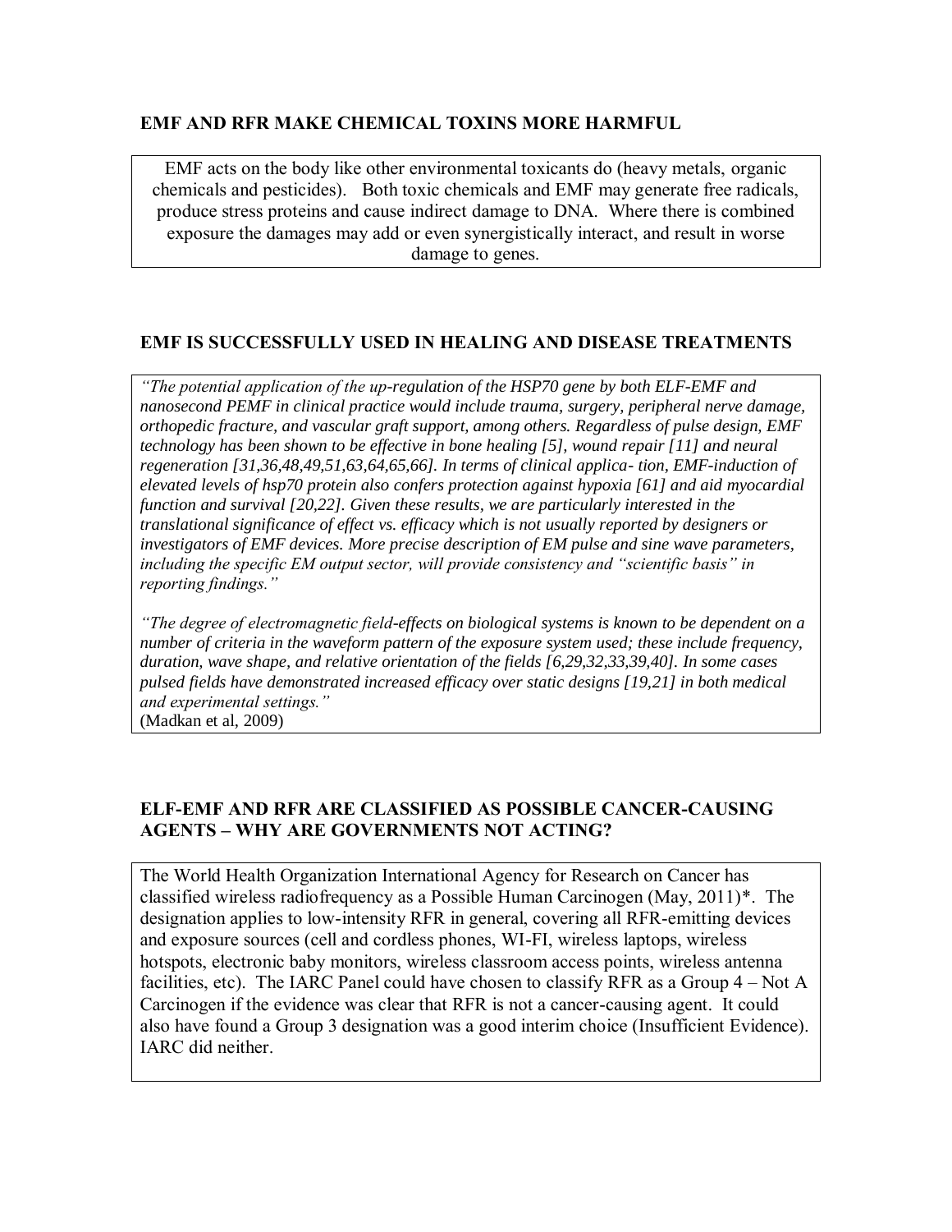## EMF AND RFR MAKE CHEMICAL TOXINS MORE HARMFUL

EMF acts on the body like other environmental toxicants do (heavy metals, organic chemicals and pesticides). Both toxic chemicals and EMF may generate free radicals, produce stress proteins and cause indirect damage to DNA. Where there is combined exposure the damages may add or even synergistically interact, and result in worse damage to genes.

## EMF IS SUCCESSFULLY USED IN HEALING AND DISEASE TREATMENTS

*"The potential application of the up-regulation of the HSP70 gene by both ELF-EMF and nanosecond PEMF in clinical practice would include trauma, surgery, peripheral nerve damage, orthopedic fracture, and vascular graft support, among others. Regardless of pulse design, EMF technology has been shown to be effective in bone healing [5], wound repair [11] and neural regeneration [31,36,48,49,51,63,64,65,66]. In terms of clinical applica- tion, EMF-induction of elevated levels of hsp70 protein also confers protection against hypoxia [61] and aid myocardial function and survival [20,22]. Given these results, we are particularly interested in the translational significance of effect vs. efficacy which is not usually reported by designers or investigators of EMF devices. More precise description of EM pulse and sine wave parameters, including the specific EM output sector, will provide consistency and "scientific basis" in reporting findings."*

*"The degree of electromagnetic field-effects on biological systems is known to be dependent on a number of criteria in the waveform pattern of the exposure system used; these include frequency, duration, wave shape, and relative orientation of the fields [6,29,32,33,39,40]. In some cases pulsed fields have demonstrated increased efficacy over static designs [19,21] in both medical and experimental settings."*
(Madkan et al, 2009)

## ELF-EMF AND RFR ARE CLASSIFIED AS POSSIBLE CANCER-CAUSING AGENTS – WHY ARE GOVERNMENTS NOT ACTING?

The World Health Organization International Agency for Research on Cancer has classified wireless radiofrequency as a Possible Human Carcinogen (May, 2011)*. The designation applies to low-intensity RFR in general, covering all RFR-emitting devices and exposure sources (cell and cordless phones, WI-FI, wireless laptops, wireless hotspots, electronic baby monitors, wireless classroom access points, wireless antenna facilities, etc). The IARC Panel could have chosen to classify RFR as a Group 4 – Not A Carcinogen if the evidence was clear that RFR is not a cancer-causing agent. It could also have found a Group 3 designation was a good interim choice (Insufficient Evidence). IARC did neither.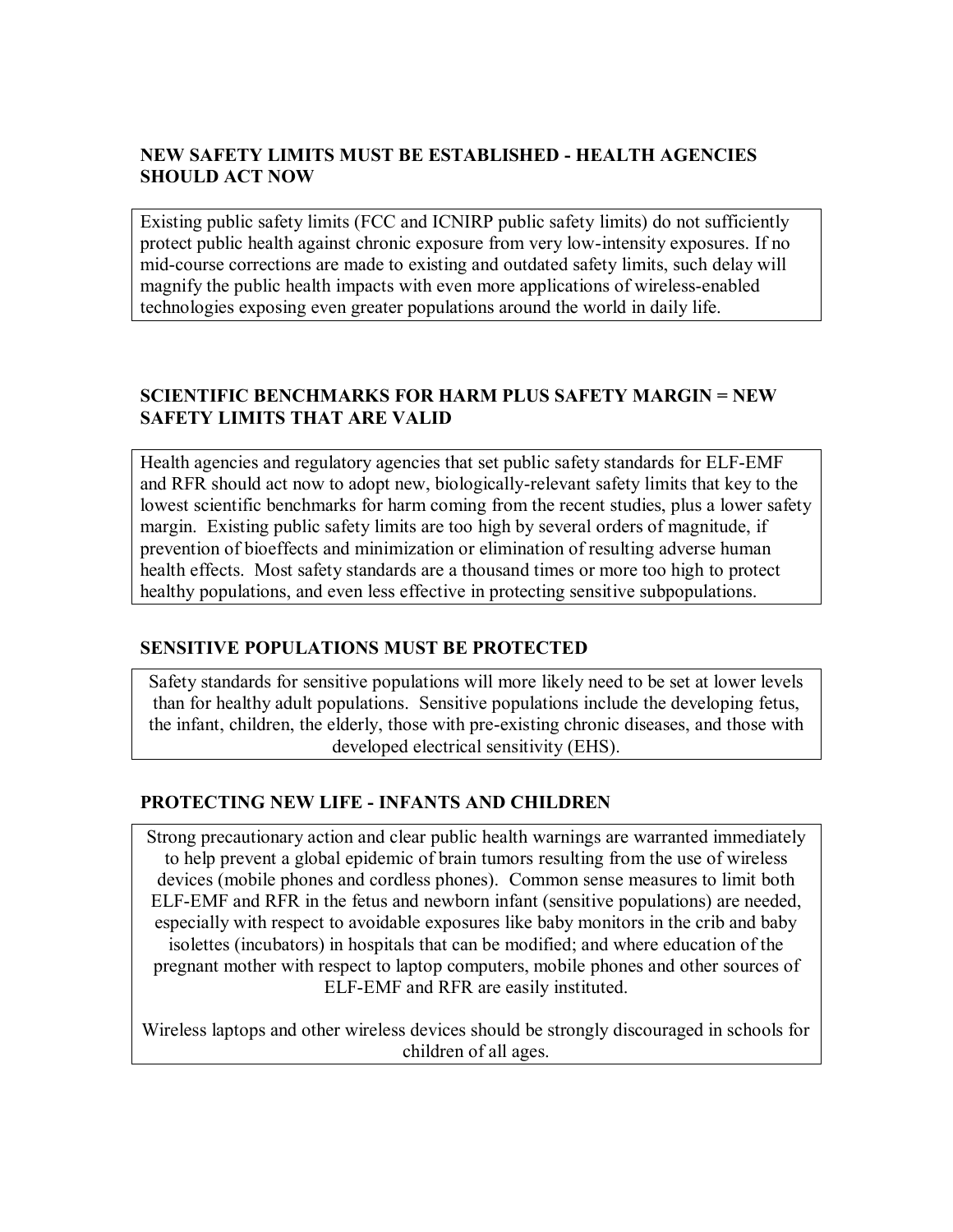**NEW SAFETY LIMITS MUST BE ESTABLISHED - HEALTH AGENCIES SHOULD ACT NOW**

Existing public safety limits (FCC and ICNIRP public safety limits) do not sufficiently protect public health against chronic exposure from very low-intensity exposures. If no mid-course corrections are made to existing and outdated safety limits, such delay will magnify the public health impacts with even more applications of wireless-enabled technologies exposing even greater populations around the world in daily life.

**SCIENTIFIC BENCHMARKS FOR HARM PLUS SAFETY MARGIN = NEW SAFETY LIMITS THAT ARE VALID**

Health agencies and regulatory agencies that set public safety standards for ELF-EMF and RFR should act now to adopt new, biologically-relevant safety limits that key to the lowest scientific benchmarks for harm coming from the recent studies, plus a lower safety margin. Existing public safety limits are too high by several orders of magnitude, if prevention of bioeffects and minimization or elimination of resulting adverse human health effects. Most safety standards are a thousand times or more too high to protect healthy populations, and even less effective in protecting sensitive subpopulations.

**SENSITIVE POPULATIONS MUST BE PROTECTED**

Safety standards for sensitive populations will more likely need to be set at lower levels than for healthy adult populations. Sensitive populations include the developing fetus, the infant, children, the elderly, those with pre-existing chronic diseases, and those with developed electrical sensitivity (EHS).

**PROTECTING NEW LIFE - INFANTS AND CHILDREN**

Strong precautionary action and clear public health warnings are warranted immediately to help prevent a global epidemic of brain tumors resulting from the use of wireless devices (mobile phones and cordless phones). Common sense measures to limit both ELF-EMF and RFR in the fetus and newborn infant (sensitive populations) are needed, especially with respect to avoidable exposures like baby monitors in the crib and baby isolettes (incubators) in hospitals that can be modified; and where education of the pregnant mother with respect to laptop computers, mobile phones and other sources of ELF-EMF and RFR are easily instituted.

Wireless laptops and other wireless devices should be strongly discouraged in schools for children of all ages.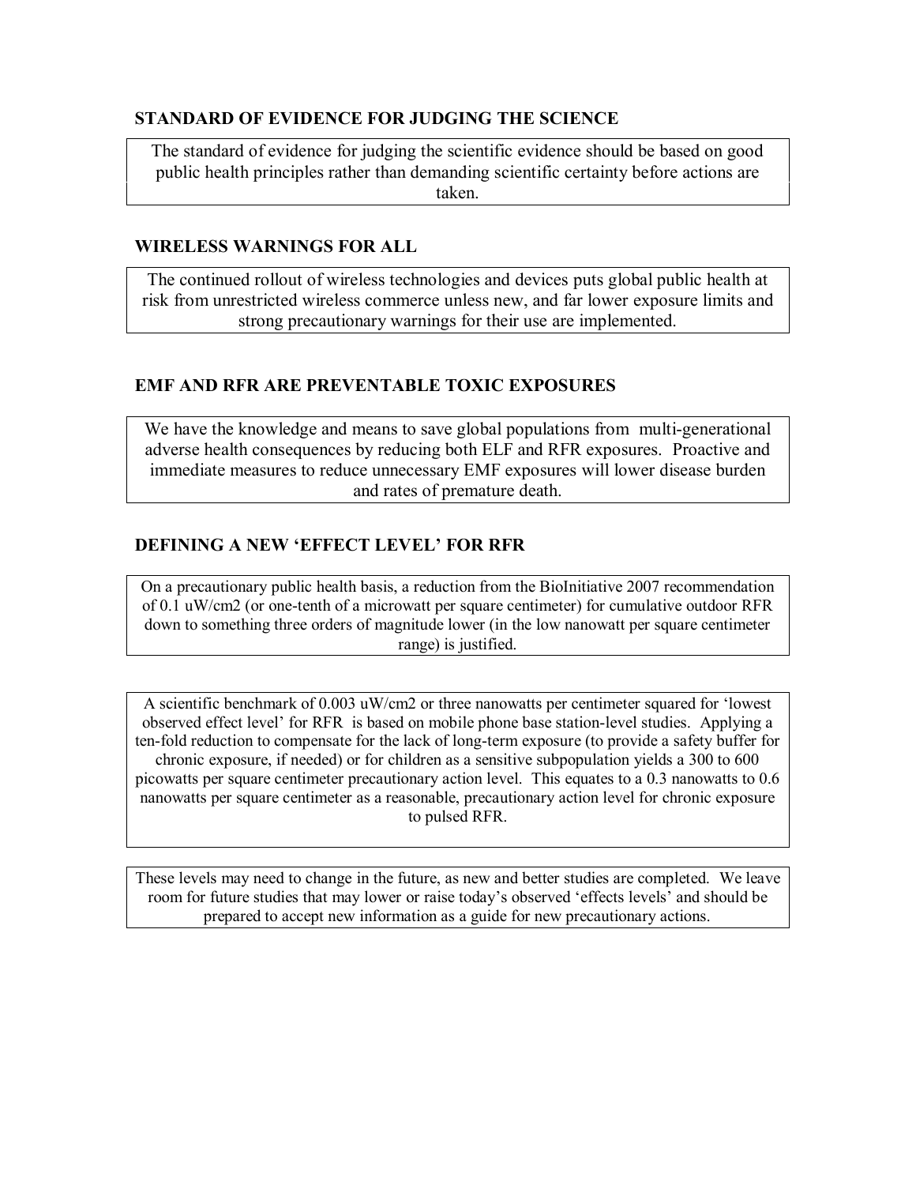## STANDARD OF EVIDENCE FOR JUDGING THE SCIENCE

The standard of evidence for judging the scientific evidence should be based on good public health principles rather than demanding scientific certainty before actions are taken.

## WIRELESS WARNINGS FOR ALL

The continued rollout of wireless technologies and devices puts global public health at risk from unrestricted wireless commerce unless new, and far lower exposure limits and strong precautionary warnings for their use are implemented.

## EMF AND RFR ARE PREVENTABLE TOXIC EXPOSURES

We have the knowledge and means to save global populations from multi-generational adverse health consequences by reducing both ELF and RFR exposures. Proactive and immediate measures to reduce unnecessary EMF exposures will lower disease burden and rates of premature death.

## DEFINING A NEW 'EFFECT LEVEL' FOR RFR

On a precautionary public health basis, a reduction from the BioInitiative 2007 recommendation of 0.1 uW/cm2 (or one-tenth of a microwatt per square centimeter) for cumulative outdoor RFR down to something three orders of magnitude lower (in the low nanowatt per square centimeter range) is justified.

A scientific benchmark of 0.003 uW/cm2 or three nanowatts per centimeter squared for 'lowest observed effect level' for RFR is based on mobile phone base station-level studies. Applying a ten-fold reduction to compensate for the lack of long-term exposure (to provide a safety buffer for chronic exposure, if needed) or for children as a sensitive subpopulation yields a 300 to 600 picowatts per square centimeter precautionary action level. This equates to a 0.3 nanowatts to 0.6 nanowatts per square centimeter as a reasonable, precautionary action level for chronic exposure to pulsed RFR.

These levels may need to change in the future, as new and better studies are completed. We leave room for future studies that may lower or raise today's observed 'effects levels' and should be prepared to accept new information as a guide for new precautionary actions.